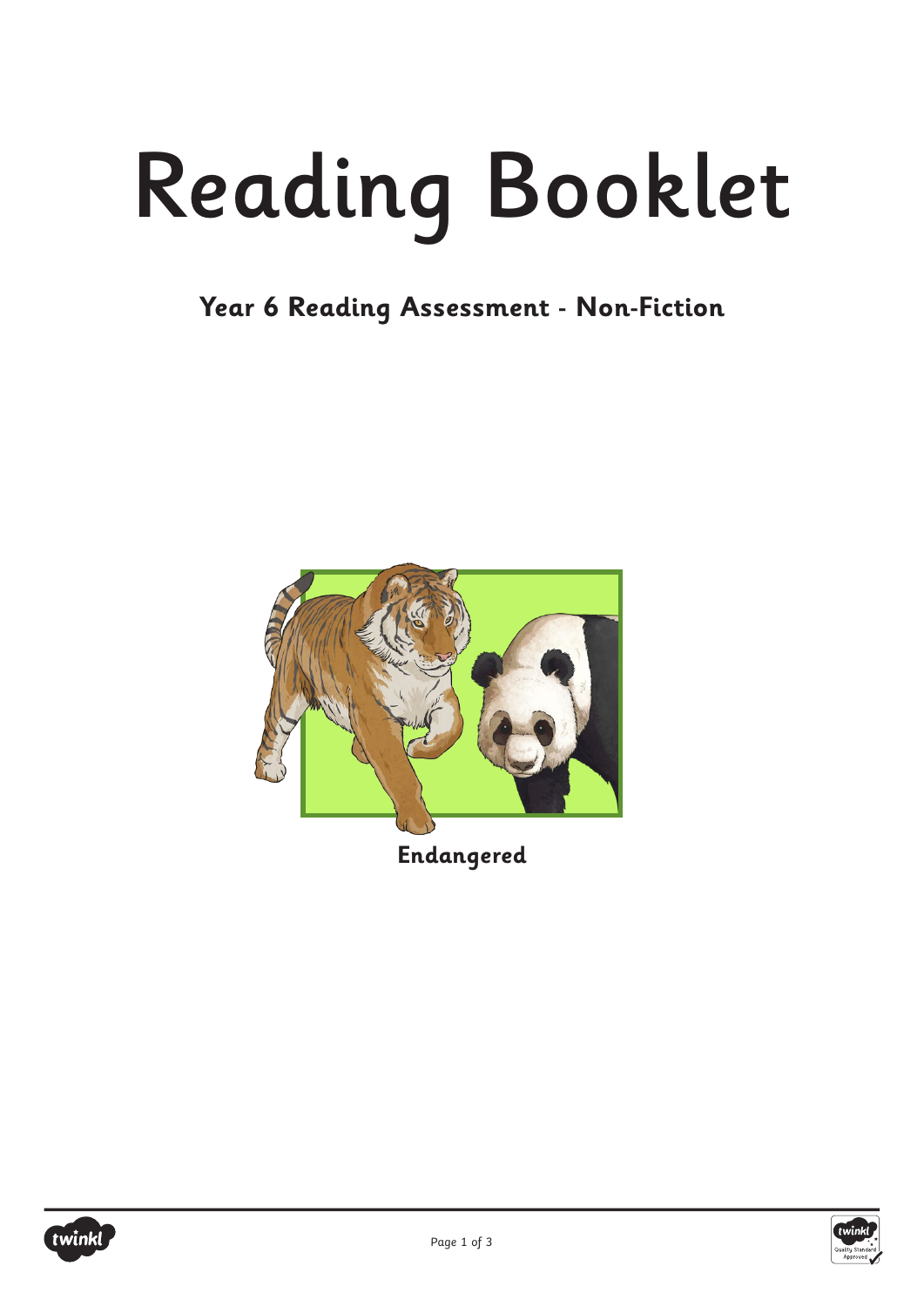# Reading Booklet

## Year 6 Reading Assessment - Non-Fiction

**Endangered**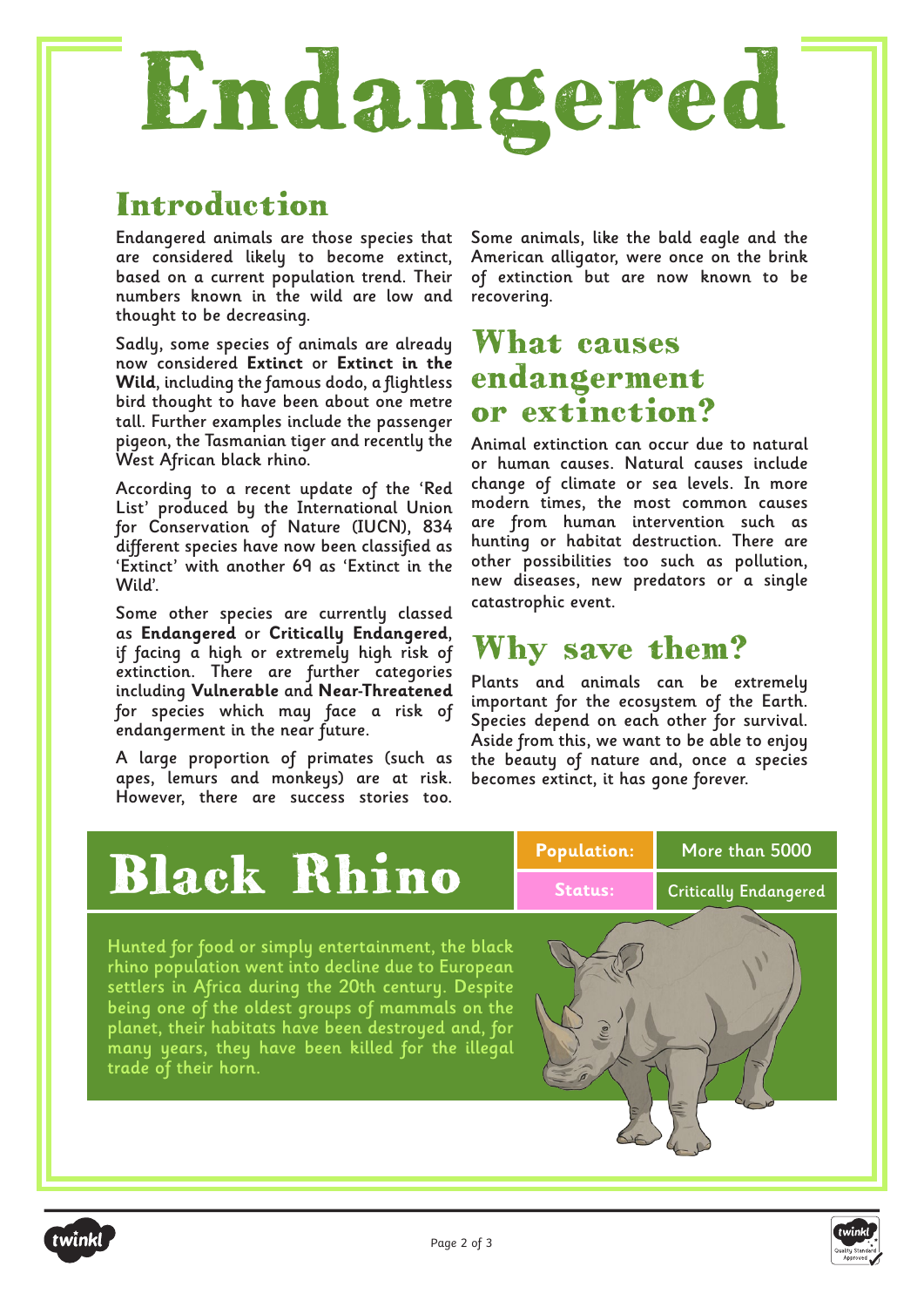# Endangered

## Introduction

Endangered animals are those species that are considered likely to become extinct, based on a current population trend. Their numbers known in the wild are low and thought to be decreasing.

Sadly, some species of animals are already now considered **Extinct** or **Extinct in the Wild**, including the famous dodo, a flightless bird thought to have been about one metre tall. Further examples include the passenger pigeon, the Tasmanian tiger and recently the West African black rhino.

According to a recent update of the 'Red List' produced by the International Union for Conservation of Nature (IUCN), 834 different species have now been classified as 'Extinct' with another 69 as 'Extinct in the Wild'.

Some other species are currently classed as **Endangered** or **Critically Endangered**, if facing a high or extremely high risk of extinction. There are further categories including **Vulnerable** and **Near-Threatened** for species which may face a risk of endangerment in the near future.

A large proportion of primates (such as apes, lemurs and monkeys) are at risk. However, there are success stories too. Some animals, like the bald eagle and the American alligator, were once on the brink of extinction but are now known to be recovering.

## What causes endangerment or extinction?

Animal extinction can occur due to natural or human causes. Natural causes include change of climate or sea levels. In more modern times, the most common causes are from human intervention such as hunting or habitat destruction. There are other possibilities too such as pollution, new diseases, new predators or a single catastrophic event.

## Why save them?

Plants and animals can be extremely important for the ecosystem of the Earth. Species depend on each other for survival. Aside from this, we want to be able to enjoy the beauty of nature and, once a species becomes extinct, it has gone forever.

## Black Rhino

| Population: | More than 5000 |
| --- | --- |
| Status: | Critically Endangered |

Hunted for food or simply entertainment, the black rhino population went into decline due to European settlers in Africa during the 20th century. Despite being one of the oldest groups of mammals on the planet, their habitats have been destroyed and, for many years, they have been killed for the illegal trade of their horn.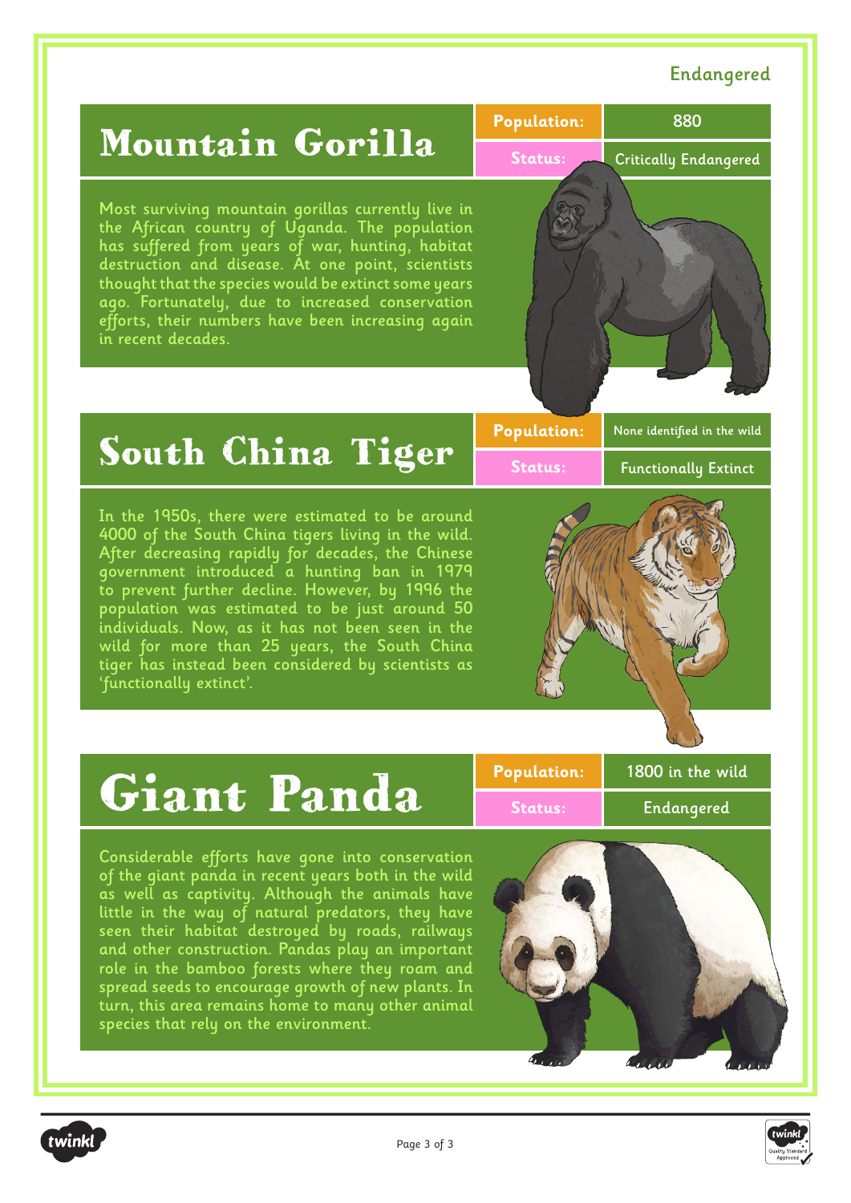Endangered

## Mountain Gorilla

| | |
|---|---|
| **Population:** | 880 |
| **Status:** | Critically Endangered |

Most surviving mountain gorillas currently live in the African country of Uganda. The population has suffered from years of war, hunting, habitat destruction and disease. At one point, scientists thought that the species would be extinct some years ago. Fortunately, due to increased conservation efforts, their numbers have been increasing again in recent decades.

## South China Tiger

| | |
|---|---|
| **Population:** | None identified in the wild |
| **Status:** | Functionally Extinct |

In the 1950s, there were estimated to be around 4000 of the South China tigers living in the wild. After decreasing rapidly for decades, the Chinese government introduced a hunting ban in 1979 to prevent further decline. However, by 1996 the population was estimated to be just around 50 individuals. Now, as it has not been seen in the wild for more than 25 years, the South China tiger has instead been considered by scientists as 'functionally extinct'.

## Giant Panda

| | |
|---|---|
| **Population:** | 1800 in the wild |
| **Status:** | Endangered |

Considerable efforts have gone into conservation of the giant panda in recent years both in the wild as well as captivity. Although the animals have little in the way of natural predators, they have seen their habitat destroyed by roads, railways and other construction. Pandas play an important role in the bamboo forests where they roam and spread seeds to encourage growth of new plants. In turn, this area remains home to many other animal species that rely on the environment.